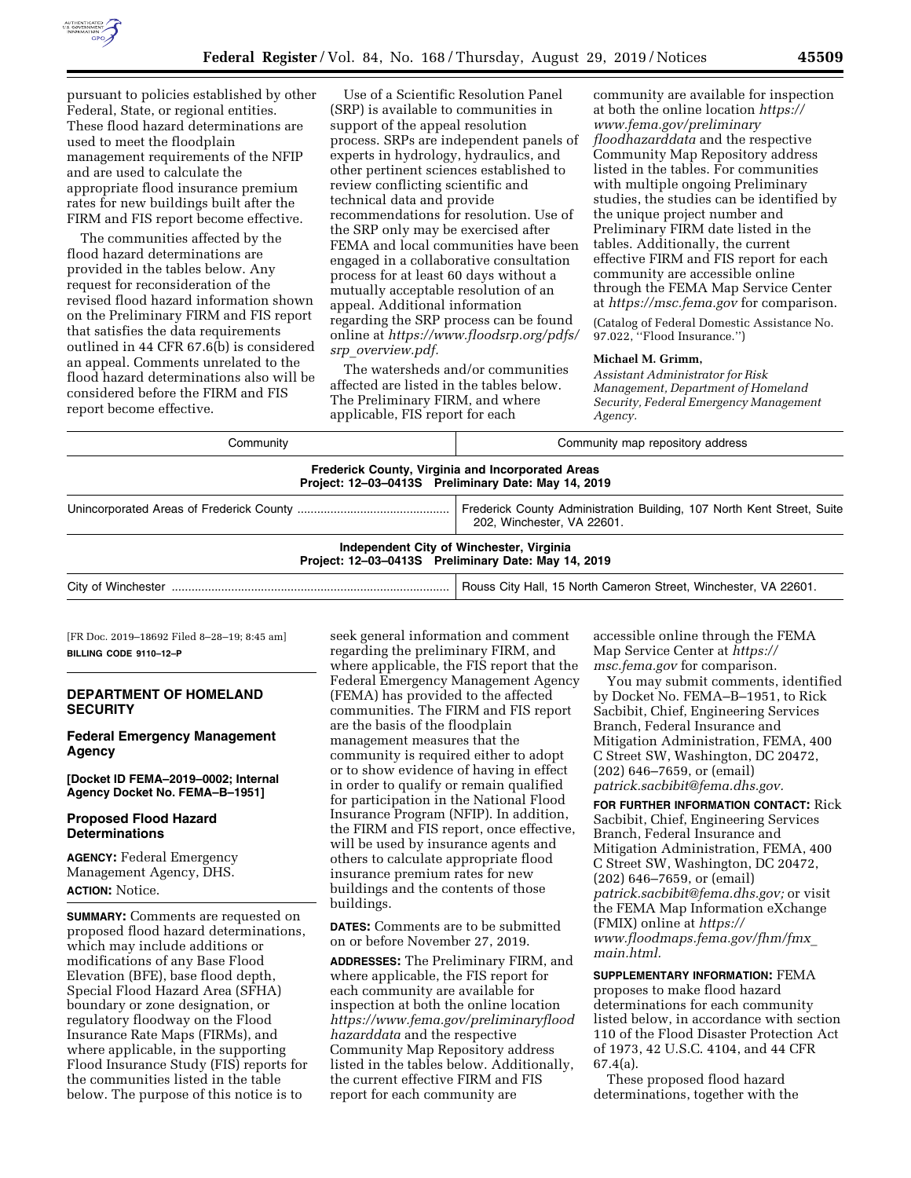pursuant to policies established by other Federal, State, or regional entities. These flood hazard determinations are used to meet the floodplain management requirements of the NFIP and are used to calculate the appropriate flood insurance premium rates for new buildings built after the FIRM and FIS report become effective.

The communities affected by the flood hazard determinations are provided in the tables below. Any request for reconsideration of the revised flood hazard information shown on the Preliminary FIRM and FIS report that satisfies the data requirements outlined in 44 CFR 67.6(b) is considered an appeal. Comments unrelated to the flood hazard determinations also will be considered before the FIRM and FIS report become effective.

Use of a Scientific Resolution Panel (SRP) is available to communities in support of the appeal resolution process. SRPs are independent panels of experts in hydrology, hydraulics, and other pertinent sciences established to review conflicting scientific and technical data and provide recommendations for resolution. Use of the SRP only may be exercised after FEMA and local communities have been engaged in a collaborative consultation process for at least 60 days without a mutually acceptable resolution of an appeal. Additional information regarding the SRP process can be found online at *https://www.floodsrp.org/pdfs/srp_overview.pdf.*

The watersheds and/or communities affected are listed in the tables below. The Preliminary FIRM, and where applicable, FIS report for each community are available for inspection at both the online location *https://www.fema.gov/preliminary floodhazarddata* and the respective Community Map Repository address listed in the tables. For communities with multiple ongoing Preliminary studies, the studies can be identified by the unique project number and Preliminary FIRM date listed in the tables. Additionally, the current effective FIRM and FIS report for each community are accessible online through the FEMA Map Service Center at *https://msc.fema.gov* for comparison.

(Catalog of Federal Domestic Assistance No. 97.022, "Flood Insurance.")

**Michael M. Grimm,**

*Assistant Administrator for Risk Management, Department of Homeland Security, Federal Emergency Management Agency.*

| Community | Community map repository address |
|---|---|
| **Frederick County, Virginia and Incorporated Areas**<br>**Project: 12–03–0413S Preliminary Date: May 14, 2019** | |
| Unincorporated Areas of Frederick County | Frederick County Administration Building, 107 North Kent Street, Suite 202, Winchester, VA 22601. |
| **Independent City of Winchester, Virginia**<br>**Project: 12–03–0413S Preliminary Date: May 14, 2019** | |
| City of Winchester | Rouss City Hall, 15 North Cameron Street, Winchester, VA 22601. |

[FR Doc. 2019–18692 Filed 8–28–19; 8:45 am]

**BILLING CODE 9110–12–P**

## DEPARTMENT OF HOMELAND SECURITY

### Federal Emergency Management Agency

**[Docket ID FEMA–2019–0002; Internal Agency Docket No. FEMA–B–1951]**

### Proposed Flood Hazard Determinations

**AGENCY:** Federal Emergency Management Agency, DHS.

**ACTION:** Notice.

**SUMMARY:** Comments are requested on proposed flood hazard determinations, which may include additions or modifications of any Base Flood Elevation (BFE), base flood depth, Special Flood Hazard Area (SFHA) boundary or zone designation, or regulatory floodway on the Flood Insurance Rate Maps (FIRMs), and where applicable, in the supporting Flood Insurance Study (FIS) reports for the communities listed in the table below. The purpose of this notice is to seek general information and comment regarding the preliminary FIRM, and where applicable, the FIS report that the Federal Emergency Management Agency (FEMA) has provided to the affected communities. The FIRM and FIS report are the basis of the floodplain management measures that the community is required either to adopt or to show evidence of having in effect in order to qualify or remain qualified for participation in the National Flood Insurance Program (NFIP). In addition, the FIRM and FIS report, once effective, will be used by insurance agents and others to calculate appropriate flood insurance premium rates for new buildings and the contents of those buildings.

**DATES:** Comments are to be submitted on or before November 27, 2019.

**ADDRESSES:** The Preliminary FIRM, and where applicable, the FIS report for each community are available for inspection at both the online location *https://www.fema.gov/preliminaryflood hazarddata* and the respective Community Map Repository address listed in the tables below. Additionally, the current effective FIRM and FIS report for each community are accessible online through the FEMA Map Service Center at *https://msc.fema.gov* for comparison.

You may submit comments, identified by Docket No. FEMA–B–1951, to Rick Sacbibit, Chief, Engineering Services Branch, Federal Insurance and Mitigation Administration, FEMA, 400 C Street SW, Washington, DC 20472, (202) 646–7659, or (email) *patrick.sacbibit@fema.dhs.gov.*

**FOR FURTHER INFORMATION CONTACT:** Rick Sacbibit, Chief, Engineering Services Branch, Federal Insurance and Mitigation Administration, FEMA, 400 C Street SW, Washington, DC 20472, (202) 646–7659, or (email) *patrick.sacbibit@fema.dhs.gov;* or visit the FEMA Map Information eXchange (FMIX) online at *https://www.floodmaps.fema.gov/fhm/fmx_main.html.*

**SUPPLEMENTARY INFORMATION:** FEMA proposes to make flood hazard determinations for each community listed below, in accordance with section 110 of the Flood Disaster Protection Act of 1973, 42 U.S.C. 4104, and 44 CFR 67.4(a).

These proposed flood hazard determinations, together with the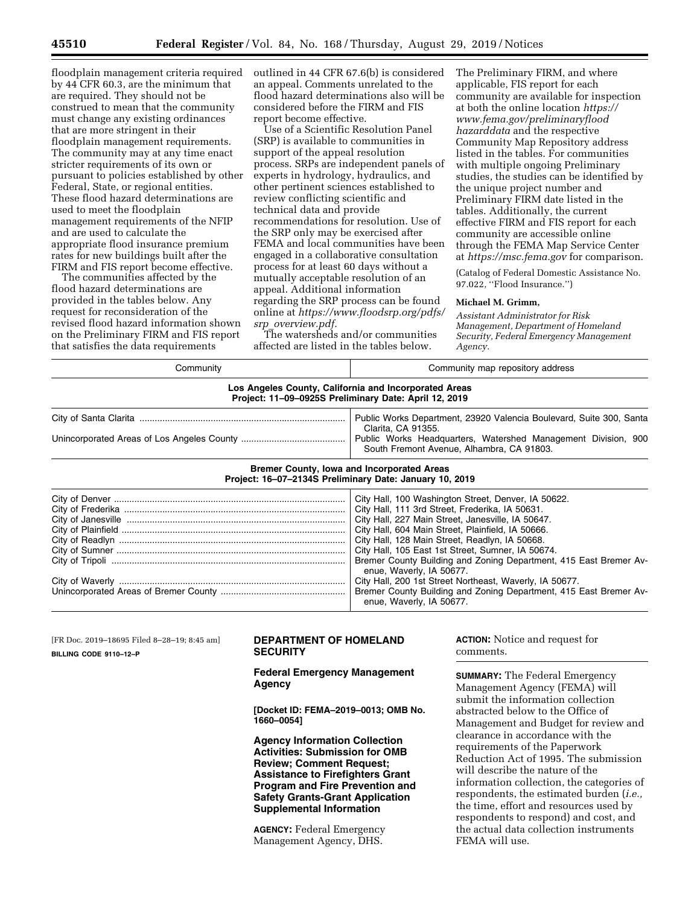floodplain management criteria required by 44 CFR 60.3, are the minimum that are required. They should not be construed to mean that the community must change any existing ordinances that are more stringent in their floodplain management requirements. The community may at any time enact stricter requirements of its own or pursuant to policies established by other Federal, State, or regional entities. These flood hazard determinations are used to meet the floodplain management requirements of the NFIP and are used to calculate the appropriate flood insurance premium rates for new buildings built after the FIRM and FIS report become effective.

The communities affected by the flood hazard determinations are provided in the tables below. Any request for reconsideration of the revised flood hazard information shown on the Preliminary FIRM and FIS report that satisfies the data requirements outlined in 44 CFR 67.6(b) is considered an appeal. Comments unrelated to the flood hazard determinations also will be considered before the FIRM and FIS report become effective.

Use of a Scientific Resolution Panel (SRP) is available to communities in support of the appeal resolution process. SRPs are independent panels of experts in hydrology, hydraulics, and other pertinent sciences established to review conflicting scientific and technical data and provide recommendations for resolution. Use of the SRP only may be exercised after FEMA and local communities have been engaged in a collaborative consultation process for at least 60 days without a mutually acceptable resolution of an appeal. Additional information regarding the SRP process can be found online at *https://www.floodsrp.org/pdfs/srp_overview.pdf*.

The watersheds and/or communities affected are listed in the tables below.

The Preliminary FIRM, and where applicable, FIS report for each community are available for inspection at both the online location *https://www.fema.gov/preliminaryfloodhazarddata* and the respective Community Map Repository address listed in the tables. For communities with multiple ongoing Preliminary studies, the studies can be identified by the unique project number and Preliminary FIRM date listed in the tables. Additionally, the current effective FIRM and FIS report for each community are accessible online through the FEMA Map Service Center at *https://msc.fema.gov* for comparison.

(Catalog of Federal Domestic Assistance No. 97.022, "Flood Insurance.")

**Michael M. Grimm,**

*Assistant Administrator for Risk Management, Department of Homeland Security, Federal Emergency Management Agency.*

| Community | Community map repository address |
|---|---|
| **Los Angeles County, California and Incorporated Areas Project: 11–09–0925S Preliminary Date: April 12, 2019** | |
| City of Santa Clarita | Public Works Department, 23920 Valencia Boulevard, Suite 300, Santa Clarita, CA 91355. |
| Unincorporated Areas of Los Angeles County | Public Works Headquarters, Watershed Management Division, 900 South Fremont Avenue, Alhambra, CA 91803. |
| **Bremer County, Iowa and Incorporated Areas Project: 16–07–2134S Preliminary Date: January 10, 2019** | |
| City of Denver | City Hall, 100 Washington Street, Denver, IA 50622. |
| City of Frederika | City Hall, 111 3rd Street, Frederika, IA 50631. |
| City of Janesville | City Hall, 227 Main Street, Janesville, IA 50647. |
| City of Plainfield | City Hall, 604 Main Street, Plainfield, IA 50666. |
| City of Readlyn | City Hall, 128 Main Street, Readlyn, IA 50668. |
| City of Sumner | City Hall, 105 East 1st Street, Sumner, IA 50674. |
| City of Tripoli | Bremer County Building and Zoning Department, 415 East Bremer Avenue, Waverly, IA 50677. |
| City of Waverly | City Hall, 200 1st Street Northeast, Waverly, IA 50677. |
| Unincorporated Areas of Bremer County | Bremer County Building and Zoning Department, 415 East Bremer Avenue, Waverly, IA 50677. |

[FR Doc. 2019–18695 Filed 8–28–19; 8:45 am]

**BILLING CODE 9110–12–P**

## DEPARTMENT OF HOMELAND SECURITY

## Federal Emergency Management Agency

**[Docket ID: FEMA–2019–0013; OMB No. 1660–0054]**

## Agency Information Collection Activities: Submission for OMB Review; Comment Request; Assistance to Firefighters Grant Program and Fire Prevention and Safety Grants-Grant Application Supplemental Information

**AGENCY:** Federal Emergency Management Agency, DHS.

**ACTION:** Notice and request for comments.

**SUMMARY:** The Federal Emergency Management Agency (FEMA) will submit the information collection abstracted below to the Office of Management and Budget for review and clearance in accordance with the requirements of the Paperwork Reduction Act of 1995. The submission will describe the nature of the information collection, the categories of respondents, the estimated burden (*i.e.,* the time, effort and resources used by respondents to respond) and cost, and the actual data collection instruments FEMA will use.